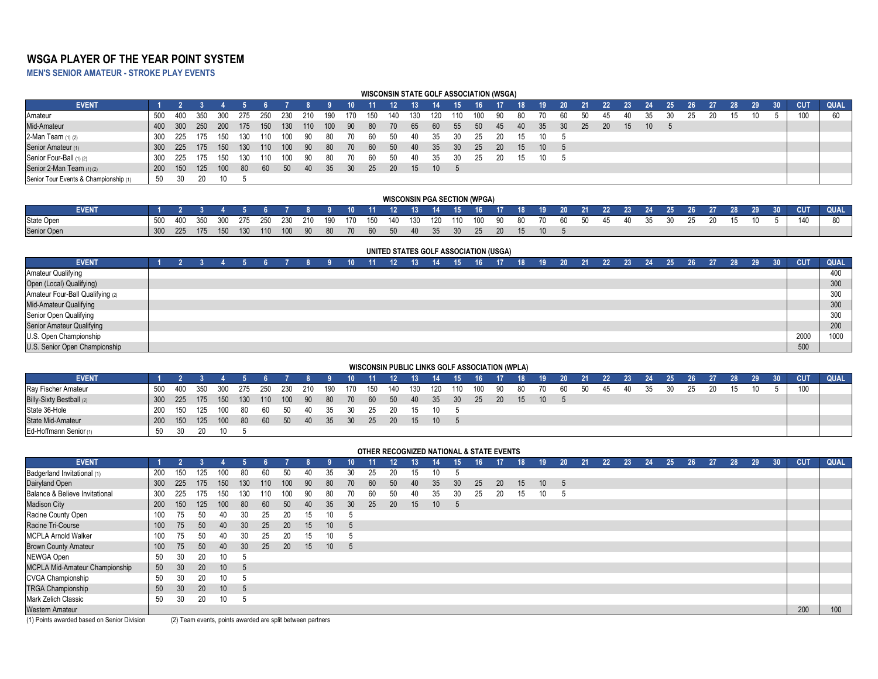# WSGA PLAYER OF THE YEAR POINT SYSTEM

## MEN'S SENIOR AMATEUR - STROKE PLAY EVENTS

### WISCONSIN STATE GOLF ASSOCIATION (WSGA)

| EVENT | 1 | 2 | 3 | 4 | 5 | 6 | 7 | 8 | 9 | 10 | 11 | 12 | 13 | 14 | 15 | 16 | 17 | 18 | 19 | 20 | 21 | 22 | 23 | 24 | 25 | 26 | 27 | 28 | 29 | 30 | CUT | QUAL |
|---|---|---|---|---|---|---|---|---|---|---|---|---|---|---|---|---|---|---|---|---|---|---|---|---|---|---|---|---|---|---|---|---|
| Amateur | 500 | 400 | 350 | 300 | 275 | 250 | 230 | 210 | 190 | 170 | 150 | 140 | 130 | 120 | 110 | 100 | 90 | 80 | 70 | 60 | 50 | 45 | 40 | 35 | 30 | 25 | 20 | 15 | 10 | 5 | 100 | 60 |
| Mid-Amateur | 400 | 300 | 250 | 200 | 175 | 150 | 130 | 110 | 100 | 90 | 80 | 70 | 65 | 60 | 55 | 50 | 45 | 40 | 35 | 30 | 25 | 20 | 15 | 10 | 5 | | | | | | | |
| 2-Man Team (1) (2) | 300 | 225 | 175 | 150 | 130 | 110 | 100 | 90 | 80 | 70 | 60 | 50 | 40 | 35 | 30 | 25 | 20 | 15 | 10 | 5 | | | | | | | | | | | | |
| Senior Amateur (1) | 300 | 225 | 175 | 150 | 130 | 110 | 100 | 90 | 80 | 70 | 60 | 50 | 40 | 35 | 30 | 25 | 20 | 15 | 10 | 5 | | | | | | | | | | | | |
| Senior Four-Ball (1) (2) | 300 | 225 | 175 | 150 | 130 | 110 | 100 | 90 | 80 | 70 | 60 | 50 | 40 | 35 | 30 | 25 | 20 | 15 | 10 | 5 | | | | | | | | | | | | |
| Senior 2-Man Team (1) (2) | 200 | 150 | 125 | 100 | 80 | 60 | 50 | 40 | 35 | 30 | 25 | 20 | 15 | 10 | 5 | | | | | | | | | | | | | | | | | |
| Senior Tour Events & Championship (1) | 50 | 30 | 20 | 10 | 5 | | | | | | | | | | | | | | | | | | | | | | | | | | | |

### WISCONSIN PGA SECTION (WPGA)

| EVENT | 1 | 2 | 3 | 4 | 5 | 6 | 7 | 8 | 9 | 10 | 11 | 12 | 13 | 14 | 15 | 16 | 17 | 18 | 19 | 20 | 21 | 22 | 23 | 24 | 25 | 26 | 27 | 28 | 29 | 30 | CUT | QUAL |
|---|---|---|---|---|---|---|---|---|---|---|---|---|---|---|---|---|---|---|---|---|---|---|---|---|---|---|---|---|---|---|---|---|
| State Open | 500 | 400 | 350 | 300 | 275 | 250 | 230 | 210 | 190 | 170 | 150 | 140 | 130 | 120 | 110 | 100 | 90 | 80 | 70 | 60 | 50 | 45 | 40 | 35 | 30 | 25 | 20 | 15 | 10 | 5 | 140 | 80 |
| Senior Open | 300 | 225 | 175 | 150 | 130 | 110 | 100 | 90 | 80 | 70 | 60 | 50 | 40 | 35 | 30 | 25 | 20 | 15 | 10 | 5 | | | | | | | | | | | | |

### UNITED STATES GOLF ASSOCIATION (USGA)

| EVENT | 1 | 2 | 3 | 4 | 5 | 6 | 7 | 8 | 9 | 10 | 11 | 12 | 13 | 14 | 15 | 16 | 17 | 18 | 19 | 20 | 21 | 22 | 23 | 24 | 25 | 26 | 27 | 28 | 29 | 30 | CUT | QUAL |
|---|---|---|---|---|---|---|---|---|---|---|---|---|---|---|---|---|---|---|---|---|---|---|---|---|---|---|---|---|---|---|---|---|
| Amateur Qualifying | | | | | | | | | | | | | | | | | | | | | | | | | | | | | | | | 400 |
| Open (Local) Qualifying | | | | | | | | | | | | | | | | | | | | | | | | | | | | | | | | 300 |
| Amateur Four-Ball Qualifying (2) | | | | | | | | | | | | | | | | | | | | | | | | | | | | | | | | 300 |
| Mid-Amateur Qualifying | | | | | | | | | | | | | | | | | | | | | | | | | | | | | | | | 300 |
| Senior Open Qualifying | | | | | | | | | | | | | | | | | | | | | | | | | | | | | | | | 300 |
| Senior Amateur Qualifying | | | | | | | | | | | | | | | | | | | | | | | | | | | | | | | | 200 |
| U.S. Open Championship | | | | | | | | | | | | | | | | | | | | | | | | | | | | | | | 2000 | 1000 |
| U.S. Senior Open Championship | | | | | | | | | | | | | | | | | | | | | | | | | | | | | | | 500 | |

### WISCONSIN PUBLIC LINKS GOLF ASSOCIATION (WPLA)

| EVENT | 1 | 2 | 3 | 4 | 5 | 6 | 7 | 8 | 9 | 10 | 11 | 12 | 13 | 14 | 15 | 16 | 17 | 18 | 19 | 20 | 21 | 22 | 23 | 24 | 25 | 26 | 27 | 28 | 29 | 30 | CUT | QUAL |
|---|---|---|---|---|---|---|---|---|---|---|---|---|---|---|---|---|---|---|---|---|---|---|---|---|---|---|---|---|---|---|---|---|
| Ray Fischer Amateur | 500 | 400 | 350 | 300 | 275 | 250 | 230 | 210 | 190 | 170 | 150 | 140 | 130 | 120 | 110 | 100 | 90 | 80 | 70 | 60 | 50 | 45 | 40 | 35 | 30 | 25 | 20 | 15 | 10 | 5 | 100 | |
| Billy-Sixty Bestball (2) | 300 | 225 | 175 | 150 | 130 | 110 | 100 | 90 | 80 | 70 | 60 | 50 | 40 | 35 | 30 | 25 | 20 | 15 | 10 | 5 | | | | | | | | | | | | |
| State 36-Hole | 200 | 150 | 125 | 100 | 80 | 60 | 50 | 40 | 35 | 30 | 25 | 20 | 15 | 10 | 5 | | | | | | | | | | | | | | | | | |
| State Mid-Amateur | 200 | 150 | 125 | 100 | 80 | 60 | 50 | 40 | 35 | 30 | 25 | 20 | 15 | 10 | 5 | | | | | | | | | | | | | | | | | |
| Ed-Hoffmann Senior (1) | 50 | 30 | 20 | 10 | 5 | | | | | | | | | | | | | | | | | | | | | | | | | | | |

### OTHER RECOGNIZED NATIONAL & STATE EVENTS

| EVENT | 1 | 2 | 3 | 4 | 5 | 6 | 7 | 8 | 9 | 10 | 11 | 12 | 13 | 14 | 15 | 16 | 17 | 18 | 19 | 20 | 21 | 22 | 23 | 24 | 25 | 26 | 27 | 28 | 29 | 30 | CUT | QUAL |
|---|---|---|---|---|---|---|---|---|---|---|---|---|---|---|---|---|---|---|---|---|---|---|---|---|---|---|---|---|---|---|---|---|
| Badgerland Invitational (1) | 200 | 150 | 125 | 100 | 80 | 60 | 50 | 40 | 35 | 30 | 25 | 20 | 15 | 10 | 5 | | | | | | | | | | | | | | | | | |
| Dairyland Open | 300 | 225 | 175 | 150 | 130 | 110 | 100 | 90 | 80 | 70 | 60 | 50 | 40 | 35 | 30 | 25 | 20 | 15 | 10 | 5 | | | | | | | | | | | | |
| Balance & Believe Invitational | 300 | 225 | 175 | 150 | 130 | 110 | 100 | 90 | 80 | 70 | 60 | 50 | 40 | 35 | 30 | 25 | 20 | 15 | 10 | 5 | | | | | | | | | | | | |
| Madison City | 200 | 150 | 125 | 100 | 80 | 60 | 50 | 40 | 35 | 30 | 25 | 20 | 15 | 10 | 5 | | | | | | | | | | | | | | | | | |
| Racine County Open | 100 | 75 | 50 | 40 | 30 | 25 | 20 | 15 | 10 | 5 | | | | | | | | | | | | | | | | | | | | | | |
| Racine Tri-Course | 100 | 75 | 50 | 40 | 30 | 25 | 20 | 15 | 10 | 5 | | | | | | | | | | | | | | | | | | | | | | |
| MCPLA Arnold Walker | 100 | 75 | 50 | 40 | 30 | 25 | 20 | 15 | 10 | 5 | | | | | | | | | | | | | | | | | | | | | | |
| Brown County Amateur | 100 | 75 | 50 | 40 | 30 | 25 | 20 | 15 | 10 | 5 | | | | | | | | | | | | | | | | | | | | | | |
| NEWGA Open | 50 | 30 | 20 | 10 | 5 | | | | | | | | | | | | | | | | | | | | | | | | | | | |
| MCPLA Mid-Amateur Championship | 50 | 30 | 20 | 10 | 5 | | | | | | | | | | | | | | | | | | | | | | | | | | | |
| CVGA Championship | 50 | 30 | 20 | 10 | 5 | | | | | | | | | | | | | | | | | | | | | | | | | | | |
| TRGA Championship | 50 | 30 | 20 | 10 | 5 | | | | | | | | | | | | | | | | | | | | | | | | | | | |
| Mark Zelich Classic | 50 | 30 | 20 | 10 | 5 | | | | | | | | | | | | | | | | | | | | | | | | | | | |
| Western Amateur | | | | | | | | | | | | | | | | | | | | | | | | | | | | | | | 200 | 100 |

(1) Points awarded based on Senior Division (2) Team events, points awarded are split between partners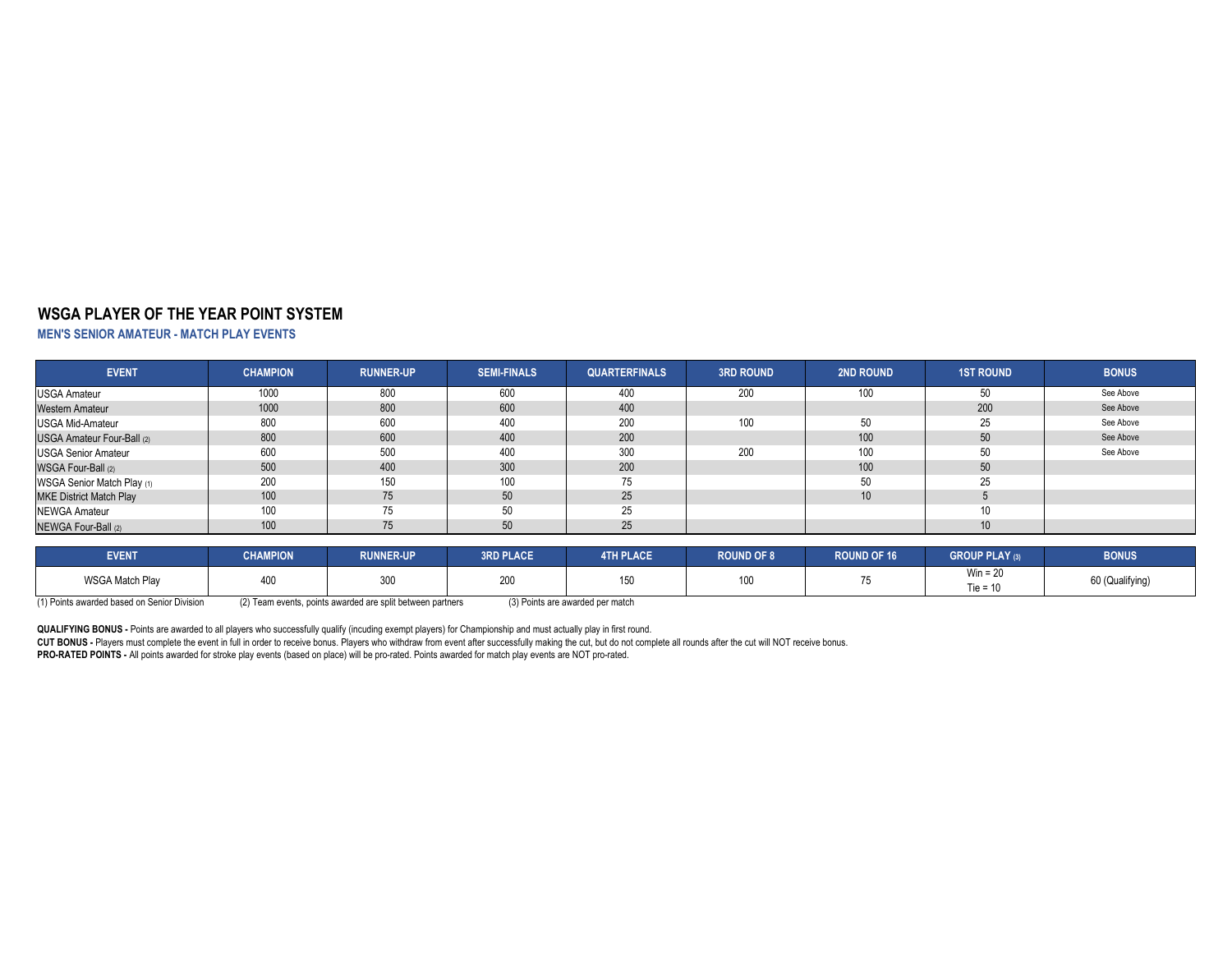# WSGA PLAYER OF THE YEAR POINT SYSTEM

## MEN'S SENIOR AMATEUR - MATCH PLAY EVENTS

| EVENT | CHAMPION | RUNNER-UP | SEMI-FINALS | QUARTERFINALS | 3RD ROUND | 2ND ROUND | 1ST ROUND | BONUS |
|---|---|---|---|---|---|---|---|---|
| USGA Amateur | 1000 | 800 | 600 | 400 | 200 | 100 | 50 | See Above |
| Western Amateur | 1000 | 800 | 600 | 400 | | | 200 | See Above |
| USGA Mid-Amateur | 800 | 600 | 400 | 200 | 100 | 50 | 25 | See Above |
| USGA Amateur Four-Ball (2) | 800 | 600 | 400 | 200 | | 100 | 50 | See Above |
| USGA Senior Amateur | 600 | 500 | 400 | 300 | 200 | 100 | 50 | See Above |
| WSGA Four-Ball (2) | 500 | 400 | 300 | 200 | | 100 | 50 | |
| WSGA Senior Match Play (1) | 200 | 150 | 100 | 75 | | 50 | 25 | |
| MKE District Match Play | 100 | 75 | 50 | 25 | | 10 | 5 | |
| NEWGA Amateur | 100 | 75 | 50 | 25 | | | 10 | |
| NEWGA Four-Ball (2) | 100 | 75 | 50 | 25 | | | 10 | |

| EVENT | CHAMPION | RUNNER-UP | 3RD PLACE | 4TH PLACE | ROUND OF 8 | ROUND OF 16 | GROUP PLAY (3) | BONUS |
|---|---|---|---|---|---|---|---|---|
| WSGA Match Play | 400 | 300 | 200 | 150 | 100 | 75 | Win = 20 Tie = 10 | 60 (Qualifying) |

(1) Points awarded based on Senior Division (2) Team events, points awarded are split between partners (3) Points are awarded per match

**QUALIFYING BONUS -** Points are awarded to all players who successfully qualify (incuding exempt players) for Championship and must actually play in first round.

**CUT BONUS -** Players must complete the event in full in order to receive bonus. Players who withdraw from event after successfully making the cut, but do not complete all rounds after the cut will NOT receive bonus.

**PRO-RATED POINTS -** All points awarded for stroke play events (based on place) will be pro-rated. Points awarded for match play events are NOT pro-rated.